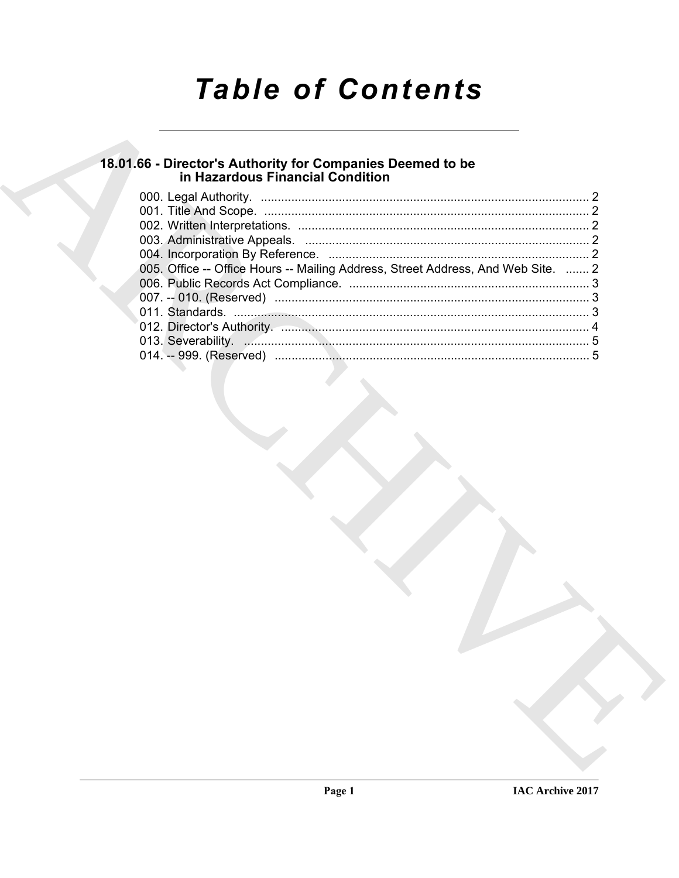# Table of Contents

## 18.01.66 - Director's Authority for Companies Deemed to be in Hazardous Financial Condition

000. Legal Authority. ........................................................................................ 2
001. Title And Scope. ........................................................................................ 2
002. Written Interpretations. ................................................................................ 2
003. Administrative Appeals. ................................................................................ 2
004. Incorporation By Reference. ......................................................................... 2
005. Office -- Office Hours -- Mailing Address, Street Address, And Web Site. ....... 2
006. Public Records Act Compliance. ..................................................................... 3
007. -- 010. (Reserved) ........................................................................................ 3
011. Standards. ................................................................................................... 3
012. Director's Authority. ..................................................................................... 4
013. Severability. ................................................................................................ 5
014. -- 999. (Reserved) ........................................................................................ 5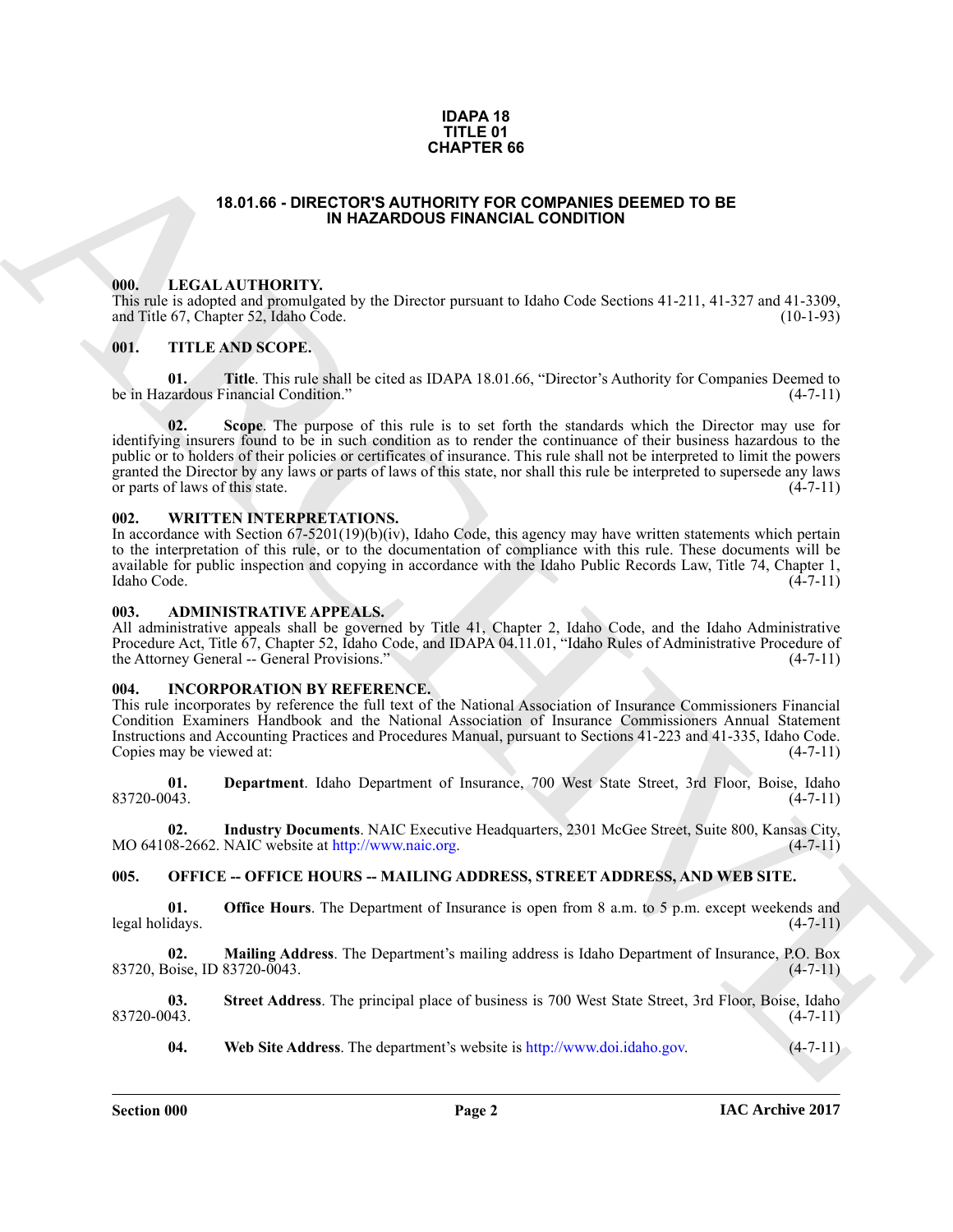**IDAPA 18**
**TITLE 01**
**CHAPTER 66**

## 18.01.66 - DIRECTOR'S AUTHORITY FOR COMPANIES DEEMED TO BE IN HAZARDOUS FINANCIAL CONDITION

### 000. LEGAL AUTHORITY.

This rule is adopted and promulgated by the Director pursuant to Idaho Code Sections 41-211, 41-327 and 41-3309, and Title 67, Chapter 52, Idaho Code. (10-1-93)

### 001. TITLE AND SCOPE.

**01. Title**. This rule shall be cited as IDAPA 18.01.66, "Director's Authority for Companies Deemed to be in Hazardous Financial Condition." (4-7-11)

**02. Scope**. The purpose of this rule is to set forth the standards which the Director may use for identifying insurers found to be in such condition as to render the continuance of their business hazardous to the public or to holders of their policies or certificates of insurance. This rule shall not be interpreted to limit the powers granted the Director by any laws or parts of laws of this state, nor shall this rule be interpreted to supersede any laws or parts of laws of this state. (4-7-11)

### 002. WRITTEN INTERPRETATIONS.

In accordance with Section 67-5201(19)(b)(iv), Idaho Code, this agency may have written statements which pertain to the interpretation of this rule, or to the documentation of compliance with this rule. These documents will be available for public inspection and copying in accordance with the Idaho Public Records Law, Title 74, Chapter 1, Idaho Code. (4-7-11)

### 003. ADMINISTRATIVE APPEALS.

All administrative appeals shall be governed by Title 41, Chapter 2, Idaho Code, and the Idaho Administrative Procedure Act, Title 67, Chapter 52, Idaho Code, and IDAPA 04.11.01, "Idaho Rules of Administrative Procedure of the Attorney General -- General Provisions." (4-7-11)

### 004. INCORPORATION BY REFERENCE.

This rule incorporates by reference the full text of the National Association of Insurance Commissioners Financial Condition Examiners Handbook and the National Association of Insurance Commissioners Annual Statement Instructions and Accounting Practices and Procedures Manual, pursuant to Sections 41-223 and 41-335, Idaho Code. Copies may be viewed at: (4-7-11)

**01. Department**. Idaho Department of Insurance, 700 West State Street, 3rd Floor, Boise, Idaho 83720-0043. (4-7-11)

**02. Industry Documents**. NAIC Executive Headquarters, 2301 McGee Street, Suite 800, Kansas City, MO 64108-2662. NAIC website at http://www.naic.org. (4-7-11)

### 005. OFFICE -- OFFICE HOURS -- MAILING ADDRESS, STREET ADDRESS, AND WEB SITE.

**01. Office Hours**. The Department of Insurance is open from 8 a.m. to 5 p.m. except weekends and legal holidays. (4-7-11)

**02. Mailing Address**. The Department's mailing address is Idaho Department of Insurance, P.O. Box 83720, Boise, ID 83720-0043. (4-7-11)

**03. Street Address**. The principal place of business is 700 West State Street, 3rd Floor, Boise, Idaho 83720-0043. (4-7-11)

**04. Web Site Address**. The department's website is http://www.doi.idaho.gov. (4-7-11)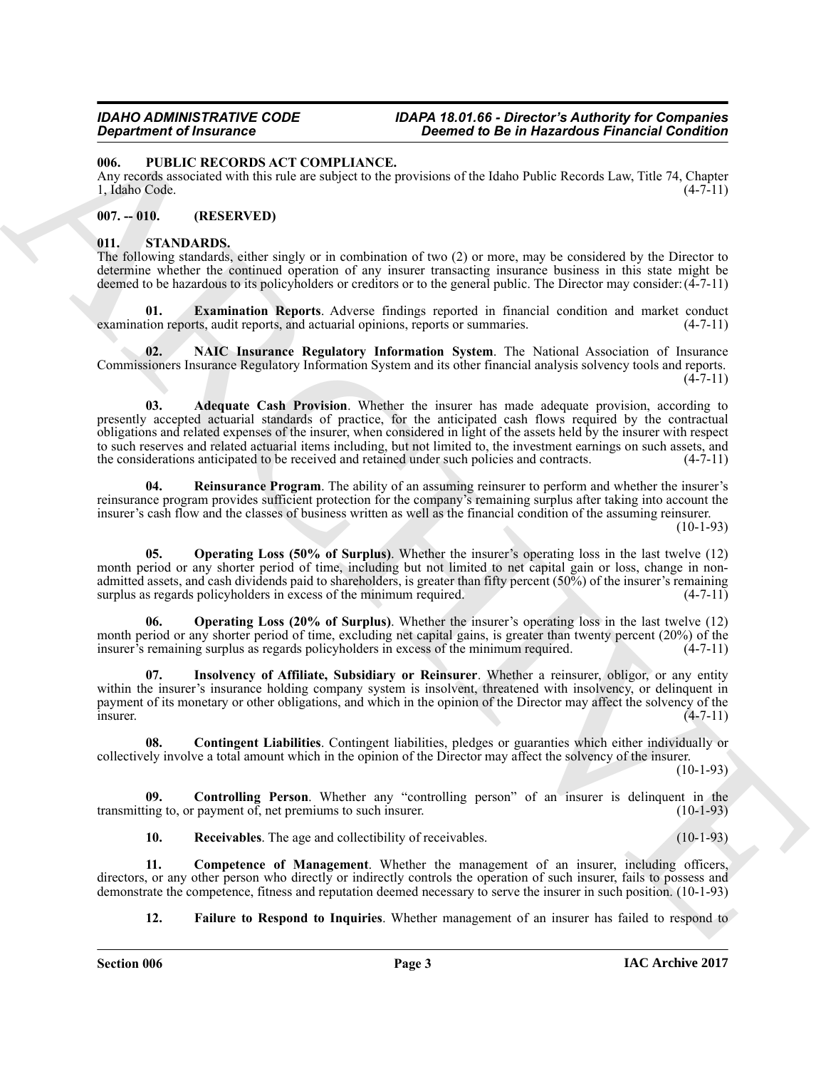### 006. PUBLIC RECORDS ACT COMPLIANCE.

Any records associated with this rule are subject to the provisions of the Idaho Public Records Law, Title 74, Chapter 1, Idaho Code. (4-7-11)

### 007. -- 010. (RESERVED)

### 011. STANDARDS.

The following standards, either singly or in combination of two (2) or more, may be considered by the Director to determine whether the continued operation of any insurer transacting insurance business in this state might be deemed to be hazardous to its policyholders or creditors or to the general public. The Director may consider: (4-7-11)

**01. Examination Reports**. Adverse findings reported in financial condition and market conduct examination reports, audit reports, and actuarial opinions, reports or summaries. (4-7-11)

**02. NAIC Insurance Regulatory Information System**. The National Association of Insurance Commissioners Insurance Regulatory Information System and its other financial analysis solvency tools and reports. (4-7-11)

**03. Adequate Cash Provision**. Whether the insurer has made adequate provision, according to presently accepted actuarial standards of practice, for the anticipated cash flows required by the contractual obligations and related expenses of the insurer, when considered in light of the assets held by the insurer with respect to such reserves and related actuarial items including, but not limited to, the investment earnings on such assets, and the considerations anticipated to be received and retained under such policies and contracts. (4-7-11)

**04. Reinsurance Program**. The ability of an assuming reinsurer to perform and whether the insurer's reinsurance program provides sufficient protection for the company's remaining surplus after taking into account the insurer's cash flow and the classes of business written as well as the financial condition of the assuming reinsurer. (10-1-93)

**05. Operating Loss (50% of Surplus)**. Whether the insurer's operating loss in the last twelve (12) month period or any shorter period of time, including but not limited to net capital gain or loss, change in non-admitted assets, and cash dividends paid to shareholders, is greater than fifty percent (50%) of the insurer's remaining surplus as regards policyholders in excess of the minimum required. (4-7-11)

**06. Operating Loss (20% of Surplus)**. Whether the insurer's operating loss in the last twelve (12) month period or any shorter period of time, excluding net capital gains, is greater than twenty percent (20%) of the insurer's remaining surplus as regards policyholders in excess of the minimum required. (4-7-11)

**07. Insolvency of Affiliate, Subsidiary or Reinsurer**. Whether a reinsurer, obligor, or any entity within the insurer's insurance holding company system is insolvent, threatened with insolvency, or delinquent in payment of its monetary or other obligations, and which in the opinion of the Director may affect the solvency of the insurer. (4-7-11)

**08. Contingent Liabilities**. Contingent liabilities, pledges or guaranties which either individually or collectively involve a total amount which in the opinion of the Director may affect the solvency of the insurer. (10-1-93)

**09. Controlling Person**. Whether any "controlling person" of an insurer is delinquent in the transmitting to, or payment of, net premiums to such insurer. (10-1-93)

**10. Receivables**. The age and collectibility of receivables. (10-1-93)

**11. Competence of Management**. Whether the management of an insurer, including officers, directors, or any other person who directly or indirectly controls the operation of such insurer, fails to possess and demonstrate the competence, fitness and reputation deemed necessary to serve the insurer in such position. (10-1-93)

**12. Failure to Respond to Inquiries**. Whether management of an insurer has failed to respond to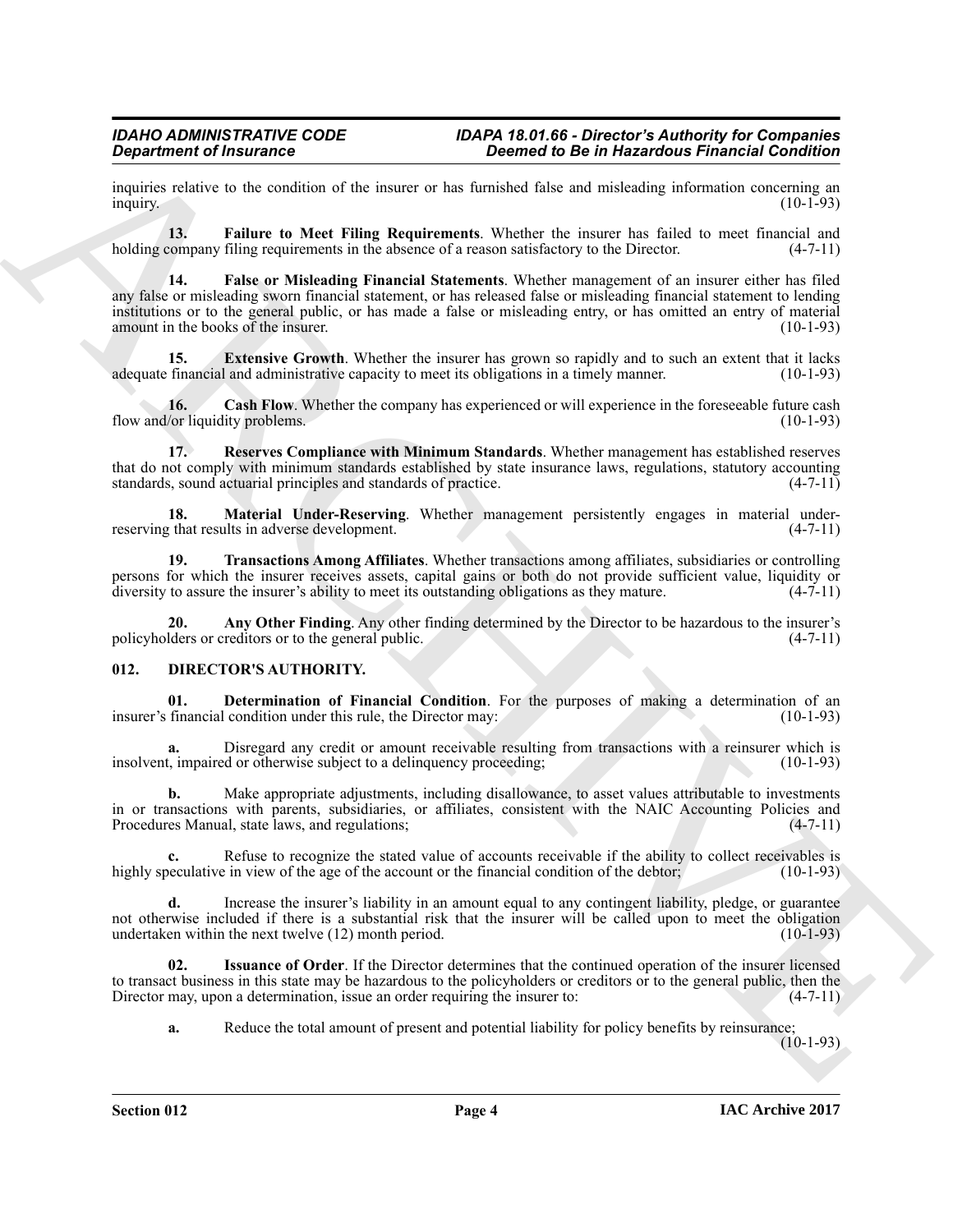inquiries relative to the condition of the insurer or has furnished false and misleading information concerning an inquiry. (10-1-93)

**13. Failure to Meet Filing Requirements**. Whether the insurer has failed to meet financial and holding company filing requirements in the absence of a reason satisfactory to the Director. (4-7-11)

**14. False or Misleading Financial Statements**. Whether management of an insurer either has filed any false or misleading sworn financial statement, or has released false or misleading financial statement to lending institutions or to the general public, or has made a false or misleading entry, or has omitted an entry of material amount in the books of the insurer. (10-1-93)

**15. Extensive Growth**. Whether the insurer has grown so rapidly and to such an extent that it lacks adequate financial and administrative capacity to meet its obligations in a timely manner. (10-1-93)

**16. Cash Flow**. Whether the company has experienced or will experience in the foreseeable future cash flow and/or liquidity problems. (10-1-93)

**17. Reserves Compliance with Minimum Standards**. Whether management has established reserves that do not comply with minimum standards established by state insurance laws, regulations, statutory accounting standards, sound actuarial principles and standards of practice. (4-7-11)

**18. Material Under-Reserving**. Whether management persistently engages in material under-reserving that results in adverse development. (4-7-11)

**19. Transactions Among Affiliates**. Whether transactions among affiliates, subsidiaries or controlling persons for which the insurer receives assets, capital gains or both do not provide sufficient value, liquidity or diversity to assure the insurer's ability to meet its outstanding obligations as they mature. (4-7-11)

**20. Any Other Finding**. Any other finding determined by the Director to be hazardous to the insurer's policyholders or creditors or to the general public. (4-7-11)

## 012. DIRECTOR'S AUTHORITY.

**01. Determination of Financial Condition**. For the purposes of making a determination of an insurer's financial condition under this rule, the Director may: (10-1-93)

**a.** Disregard any credit or amount receivable resulting from transactions with a reinsurer which is insolvent, impaired or otherwise subject to a delinquency proceeding; (10-1-93)

**b.** Make appropriate adjustments, including disallowance, to asset values attributable to investments in or transactions with parents, subsidiaries, or affiliates, consistent with the NAIC Accounting Policies and Procedures Manual, state laws, and regulations; (4-7-11)

**c.** Refuse to recognize the stated value of accounts receivable if the ability to collect receivables is highly speculative in view of the age of the account or the financial condition of the debtor; (10-1-93)

**d.** Increase the insurer's liability in an amount equal to any contingent liability, pledge, or guarantee not otherwise included if there is a substantial risk that the insurer will be called upon to meet the obligation undertaken within the next twelve (12) month period. (10-1-93)

**02. Issuance of Order**. If the Director determines that the continued operation of the insurer licensed to transact business in this state may be hazardous to the policyholders or creditors or to the general public, then the Director may, upon a determination, issue an order requiring the insurer to: (4-7-11)

**a.** Reduce the total amount of present and potential liability for policy benefits by reinsurance; (10-1-93)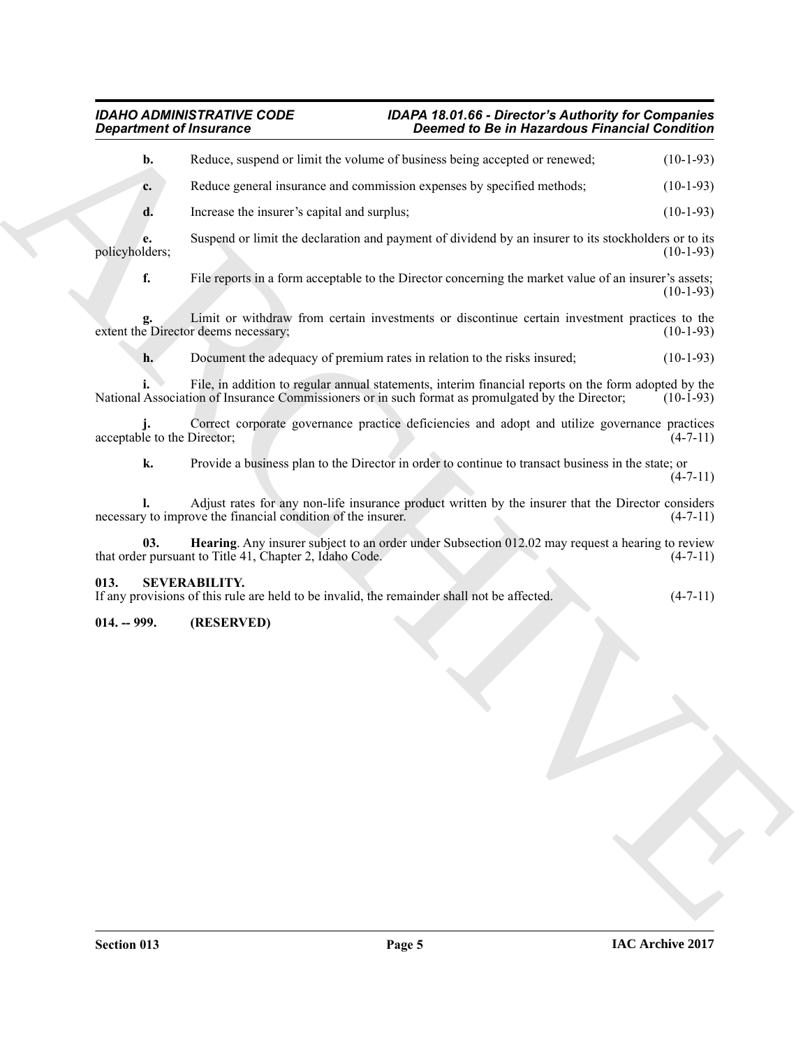**b.** Reduce, suspend or limit the volume of business being accepted or renewed; (10-1-93)

**c.** Reduce general insurance and commission expenses by specified methods; (10-1-93)

**d.** Increase the insurer's capital and surplus; (10-1-93)

**e.** Suspend or limit the declaration and payment of dividend by an insurer to its stockholders or to its policyholders; (10-1-93)

**f.** File reports in a form acceptable to the Director concerning the market value of an insurer's assets; (10-1-93)

**g.** Limit or withdraw from certain investments or discontinue certain investment practices to the extent the Director deems necessary; (10-1-93)

**h.** Document the adequacy of premium rates in relation to the risks insured; (10-1-93)

**i.** File, in addition to regular annual statements, interim financial reports on the form adopted by the National Association of Insurance Commissioners or in such format as promulgated by the Director; (10-1-93)

**j.** Correct corporate governance practice deficiencies and adopt and utilize governance practices acceptable to the Director; (4-7-11)

**k.** Provide a business plan to the Director in order to continue to transact business in the state; or (4-7-11)

**l.** Adjust rates for any non-life insurance product written by the insurer that the Director considers necessary to improve the financial condition of the insurer. (4-7-11)

**03. Hearing**. Any insurer subject to an order under Subsection 012.02 may request a hearing to review that order pursuant to Title 41, Chapter 2, Idaho Code. (4-7-11)

### 013. SEVERABILITY.

If any provisions of this rule are held to be invalid, the remainder shall not be affected. (4-7-11)

### 014. -- 999. (RESERVED)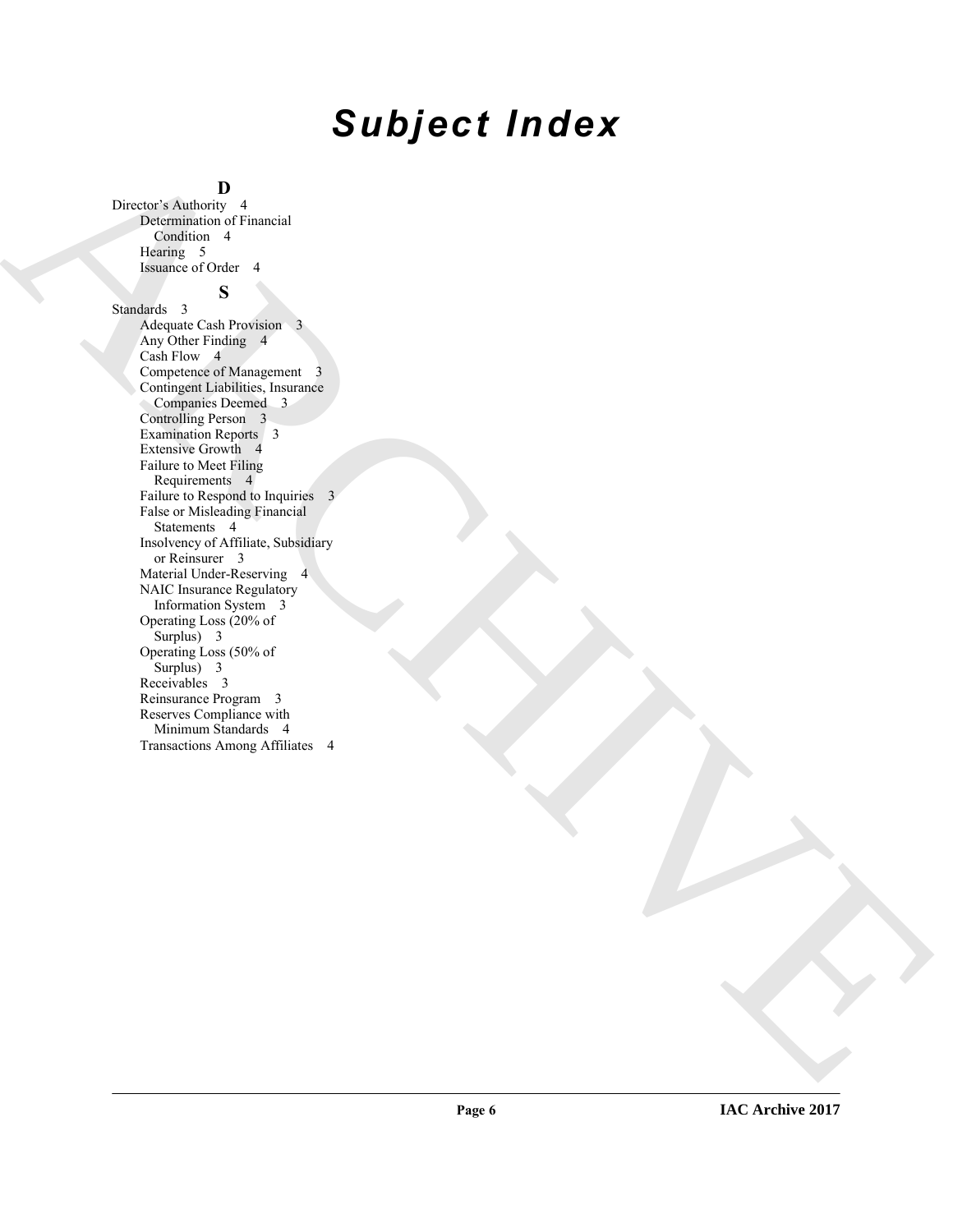# *Subject Index*

**D**

Director's Authority 4
- Determination of Financial Condition 4
- Hearing 5
- Issuance of Order 4

**S**

Standards 3
- Adequate Cash Provision 3
- Any Other Finding 4
- Cash Flow 4
- Competence of Management 3
- Contingent Liabilities, Insurance Companies Deemed 3
- Controlling Person 3
- Examination Reports 3
- Extensive Growth 4
- Failure to Meet Filing Requirements 4
- Failure to Respond to Inquiries 3
- False or Misleading Financial Statements 4
- Insolvency of Affiliate, Subsidiary or Reinsurer 3
- Material Under-Reserving 4
- NAIC Insurance Regulatory Information System 3
- Operating Loss (20% of Surplus) 3
- Operating Loss (50% of Surplus) 3
- Receivables 3
- Reinsurance Program 3
- Reserves Compliance with Minimum Standards 4
- Transactions Among Affiliates 4